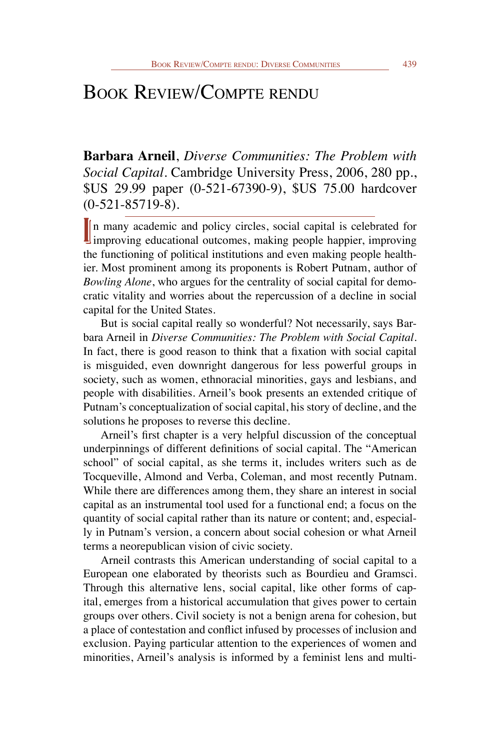# Book Review/Compte rendu

**Barbara Arneil**, *Diverse Communities: The Problem with Social Capital*. Cambridge University Press, 2006, 280 pp., $US 29.99 paper (0-521-67390-9), $US 75.00 hardcover (0-521-85719-8).

In many academic and policy circles, social capital is celebrated for improving educational outcomes, making people happier, improving the functioning of political institutions and even making people healthier. Most prominent among its proponents is Robert Putnam, author of *Bowling Alone*, who argues for the centrality of social capital for democratic vitality and worries about the repercussion of a decline in social capital for the United States.

But is social capital really so wonderful? Not necessarily, says Barbara Arneil in *Diverse Communities: The Problem with Social Capital*. In fact, there is good reason to think that a fixation with social capital is misguided, even downright dangerous for less powerful groups in society, such as women, ethnoracial minorities, gays and lesbians, and people with disabilities. Arneil's book presents an extended critique of Putnam's conceptualization of social capital, his story of decline, and the solutions he proposes to reverse this decline.

Arneil's first chapter is a very helpful discussion of the conceptual underpinnings of different definitions of social capital. The "American school" of social capital, as she terms it, includes writers such as de Tocqueville, Almond and Verba, Coleman, and most recently Putnam. While there are differences among them, they share an interest in social capital as an instrumental tool used for a functional end; a focus on the quantity of social capital rather than its nature or content; and, especially in Putnam's version, a concern about social cohesion or what Arneil terms a neorepublican vision of civic society.

Arneil contrasts this American understanding of social capital to a European one elaborated by theorists such as Bourdieu and Gramsci. Through this alternative lens, social capital, like other forms of capital, emerges from a historical accumulation that gives power to certain groups over others. Civil society is not a benign arena for cohesion, but a place of contestation and conflict infused by processes of inclusion and exclusion. Paying particular attention to the experiences of women and minorities, Arneil's analysis is informed by a feminist lens and multi-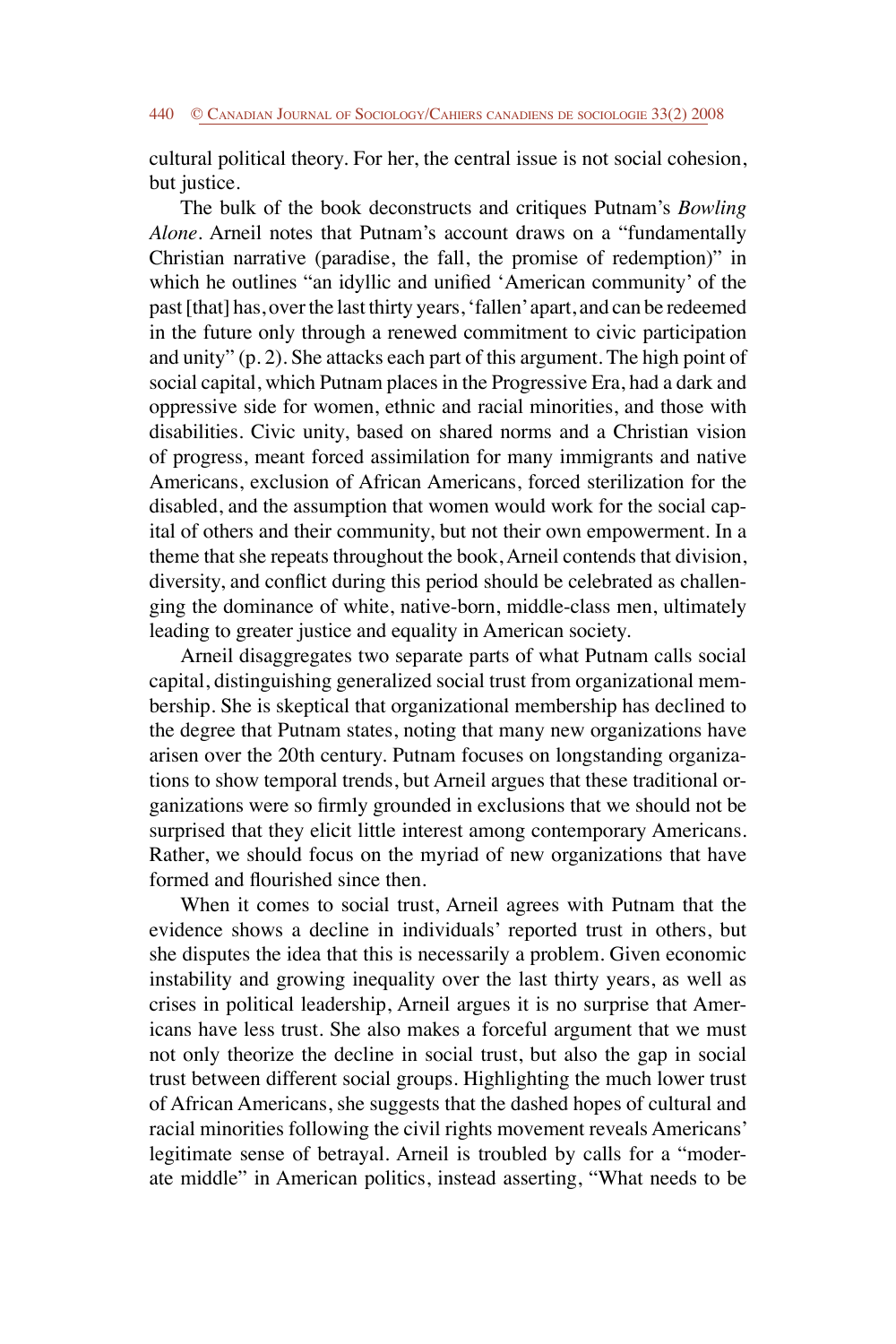cultural political theory. For her, the central issue is not social cohesion, but justice.

The bulk of the book deconstructs and critiques Putnam's *Bowling Alone*. Arneil notes that Putnam's account draws on a "fundamentally Christian narrative (paradise, the fall, the promise of redemption)" in which he outlines "an idyllic and unified 'American community' of the past [that] has, over the last thirty years, 'fallen' apart, and can be redeemed in the future only through a renewed commitment to civic participation and unity" (p. 2). She attacks each part of this argument. The high point of social capital, which Putnam places in the Progressive Era, had a dark and oppressive side for women, ethnic and racial minorities, and those with disabilities. Civic unity, based on shared norms and a Christian vision of progress, meant forced assimilation for many immigrants and native Americans, exclusion of African Americans, forced sterilization for the disabled, and the assumption that women would work for the social capital of others and their community, but not their own empowerment. In a theme that she repeats throughout the book, Arneil contends that division, diversity, and conflict during this period should be celebrated as challenging the dominance of white, native-born, middle-class men, ultimately leading to greater justice and equality in American society.

Arneil disaggregates two separate parts of what Putnam calls social capital, distinguishing generalized social trust from organizational membership. She is skeptical that organizational membership has declined to the degree that Putnam states, noting that many new organizations have arisen over the 20th century. Putnam focuses on longstanding organizations to show temporal trends, but Arneil argues that these traditional organizations were so firmly grounded in exclusions that we should not be surprised that they elicit little interest among contemporary Americans. Rather, we should focus on the myriad of new organizations that have formed and flourished since then.

When it comes to social trust, Arneil agrees with Putnam that the evidence shows a decline in individuals' reported trust in others, but she disputes the idea that this is necessarily a problem. Given economic instability and growing inequality over the last thirty years, as well as crises in political leadership, Arneil argues it is no surprise that Americans have less trust. She also makes a forceful argument that we must not only theorize the decline in social trust, but also the gap in social trust between different social groups. Highlighting the much lower trust of African Americans, she suggests that the dashed hopes of cultural and racial minorities following the civil rights movement reveals Americans' legitimate sense of betrayal. Arneil is troubled by calls for a "moderate middle" in American politics, instead asserting, "What needs to be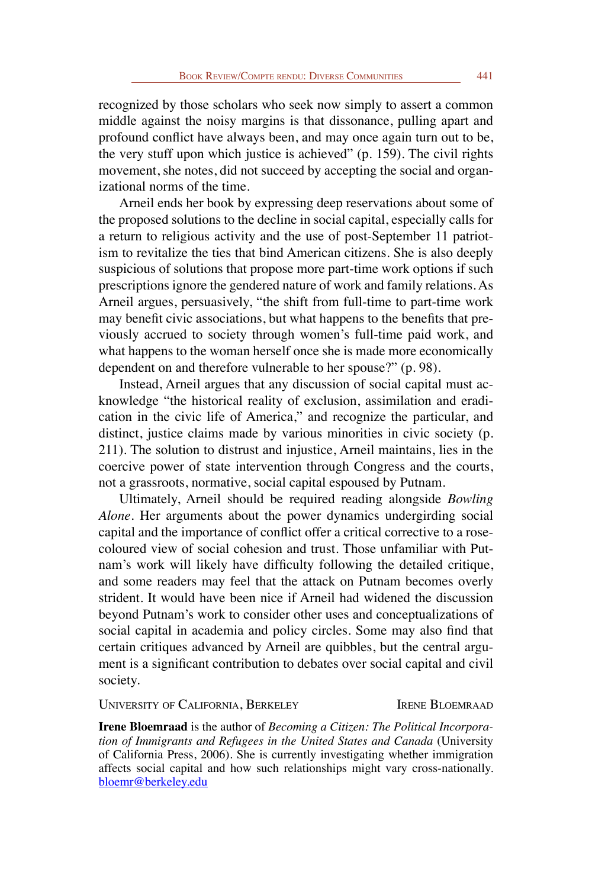recognized by those scholars who seek now simply to assert a common middle against the noisy margins is that dissonance, pulling apart and profound conflict have always been, and may once again turn out to be, the very stuff upon which justice is achieved" (p. 159). The civil rights movement, she notes, did not succeed by accepting the social and organizational norms of the time.

Arneil ends her book by expressing deep reservations about some of the proposed solutions to the decline in social capital, especially calls for a return to religious activity and the use of post-September 11 patriotism to revitalize the ties that bind American citizens. She is also deeply suspicious of solutions that propose more part-time work options if such prescriptions ignore the gendered nature of work and family relations. As Arneil argues, persuasively, "the shift from full-time to part-time work may benefit civic associations, but what happens to the benefits that previously accrued to society through women's full-time paid work, and what happens to the woman herself once she is made more economically dependent on and therefore vulnerable to her spouse?" (p. 98).

Instead, Arneil argues that any discussion of social capital must acknowledge "the historical reality of exclusion, assimilation and eradication in the civic life of America," and recognize the particular, and distinct, justice claims made by various minorities in civic society (p. 211). The solution to distrust and injustice, Arneil maintains, lies in the coercive power of state intervention through Congress and the courts, not a grassroots, normative, social capital espoused by Putnam.

Ultimately, Arneil should be required reading alongside *Bowling Alone*. Her arguments about the power dynamics undergirding social capital and the importance of conflict offer a critical corrective to a rose-coloured view of social cohesion and trust. Those unfamiliar with Putnam's work will likely have difficulty following the detailed critique, and some readers may feel that the attack on Putnam becomes overly strident. It would have been nice if Arneil had widened the discussion beyond Putnam's work to consider other uses and conceptualizations of social capital in academia and policy circles. Some may also find that certain critiques advanced by Arneil are quibbles, but the central argument is a significant contribution to debates over social capital and civil society.

UNIVERSITY OF CALIFORNIA, BERKELEY — IRENE BLOEMRAAD

**Irene Bloemraad** is the author of *Becoming a Citizen: The Political Incorporation of Immigrants and Refugees in the United States and Canada* (University of California Press, 2006). She is currently investigating whether immigration affects social capital and how such relationships might vary cross-nationally. bloemr@berkeley.edu